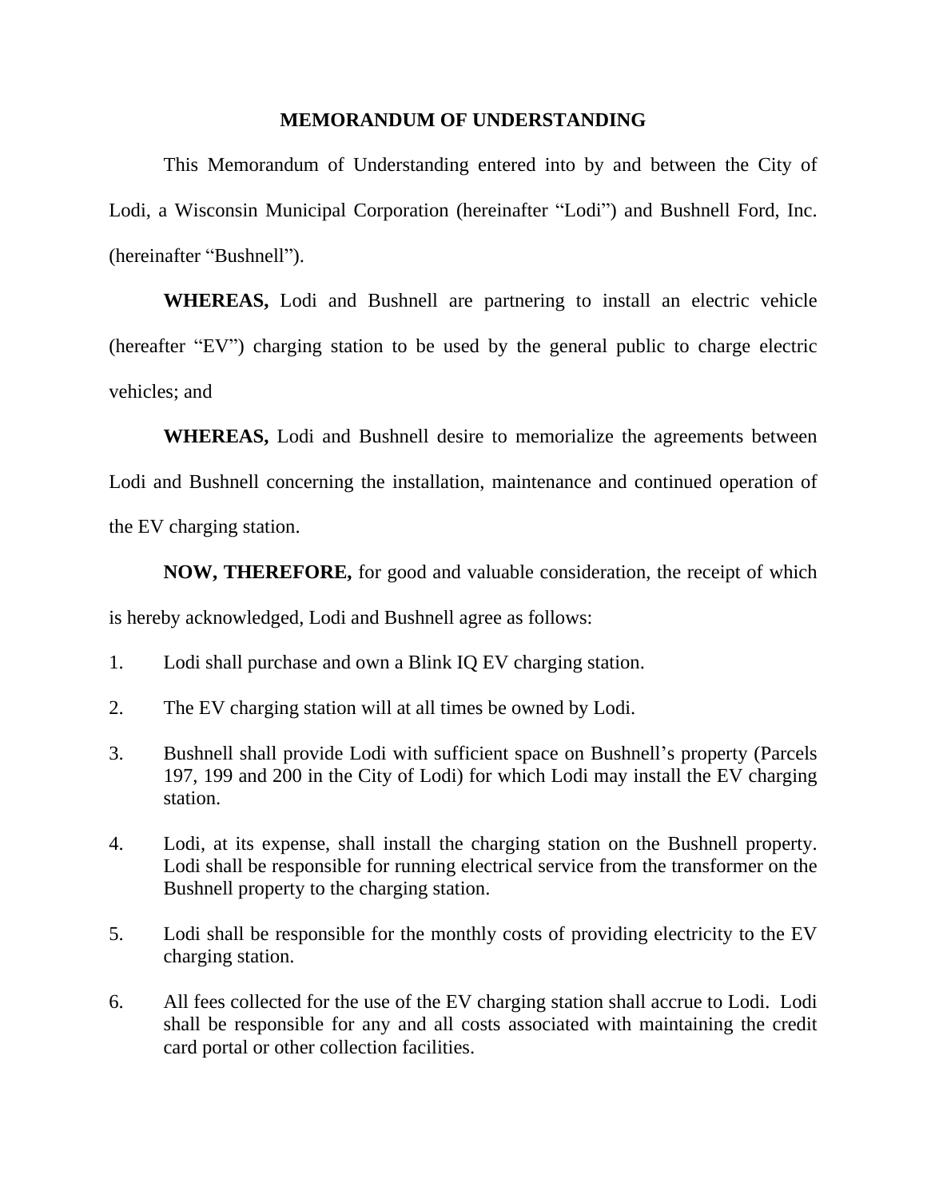# MEMORANDUM OF UNDERSTANDING

This Memorandum of Understanding entered into by and between the City of Lodi, a Wisconsin Municipal Corporation (hereinafter "Lodi") and Bushnell Ford, Inc. (hereinafter "Bushnell").

**WHEREAS,** Lodi and Bushnell are partnering to install an electric vehicle (hereafter "EV") charging station to be used by the general public to charge electric vehicles; and

**WHEREAS,** Lodi and Bushnell desire to memorialize the agreements between Lodi and Bushnell concerning the installation, maintenance and continued operation of the EV charging station.

**NOW, THEREFORE,** for good and valuable consideration, the receipt of which is hereby acknowledged, Lodi and Bushnell agree as follows:

1. Lodi shall purchase and own a Blink IQ EV charging station.
2. The EV charging station will at all times be owned by Lodi.
3. Bushnell shall provide Lodi with sufficient space on Bushnell's property (Parcels 197, 199 and 200 in the City of Lodi) for which Lodi may install the EV charging station.
4. Lodi, at its expense, shall install the charging station on the Bushnell property. Lodi shall be responsible for running electrical service from the transformer on the Bushnell property to the charging station.
5. Lodi shall be responsible for the monthly costs of providing electricity to the EV charging station.
6. All fees collected for the use of the EV charging station shall accrue to Lodi. Lodi shall be responsible for any and all costs associated with maintaining the credit card portal or other collection facilities.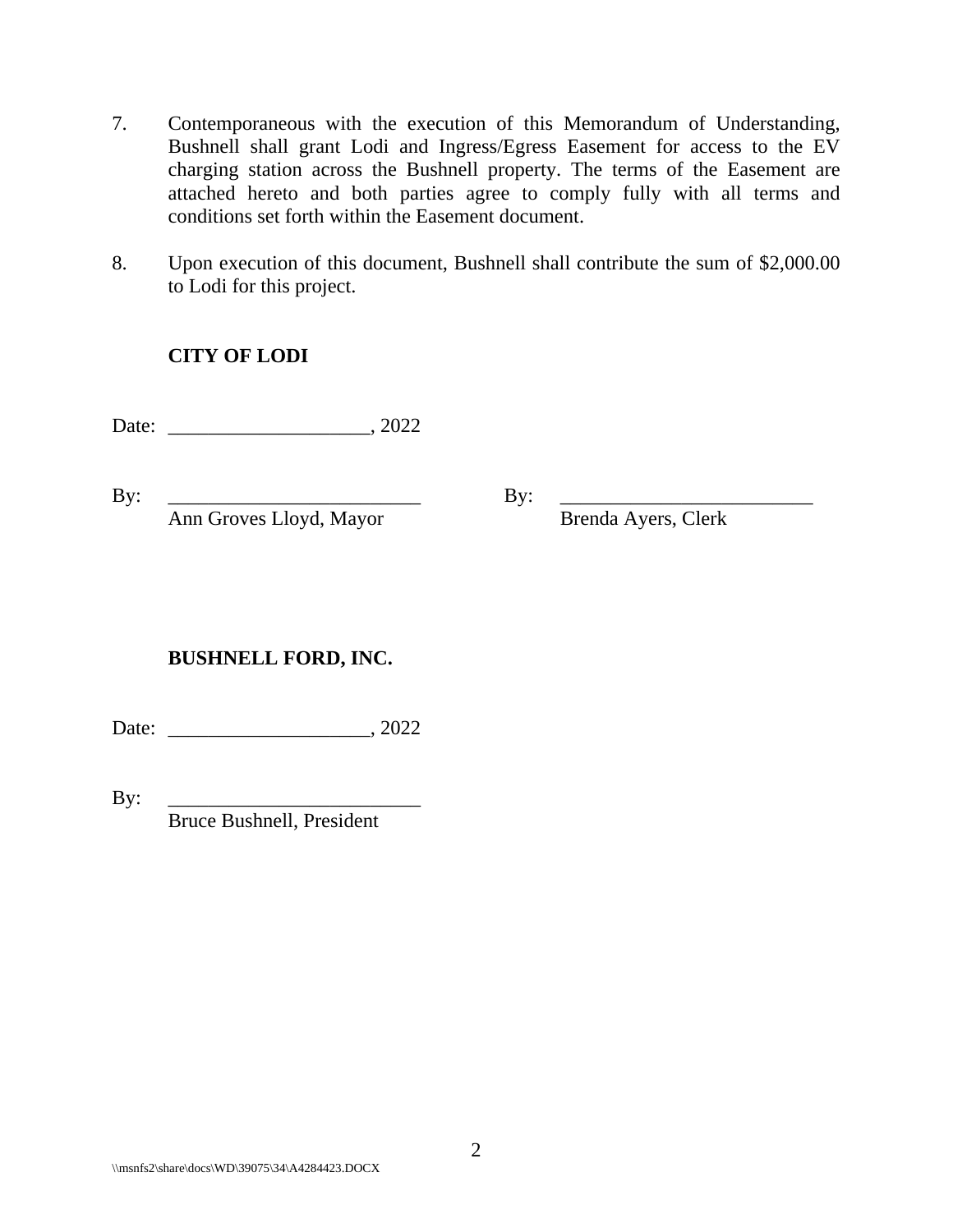7. Contemporaneous with the execution of this Memorandum of Understanding, Bushnell shall grant Lodi and Ingress/Egress Easement for access to the EV charging station across the Bushnell property. The terms of the Easement are attached hereto and both parties agree to comply fully with all terms and conditions set forth within the Easement document.

8. Upon execution of this document, Bushnell shall contribute the sum of $2,000.00 to Lodi for this project.

**CITY OF LODI**

Date: ____________________, 2022

By: _________________________
Ann Groves Lloyd, Mayor

By: _________________________
Brenda Ayers, Clerk

**BUSHNELL FORD, INC.**

Date: ____________________, 2022

By: _________________________
Bruce Bushnell, President

\\msnfs2\share\docs\WD\39075\34\A4284423.DOCX